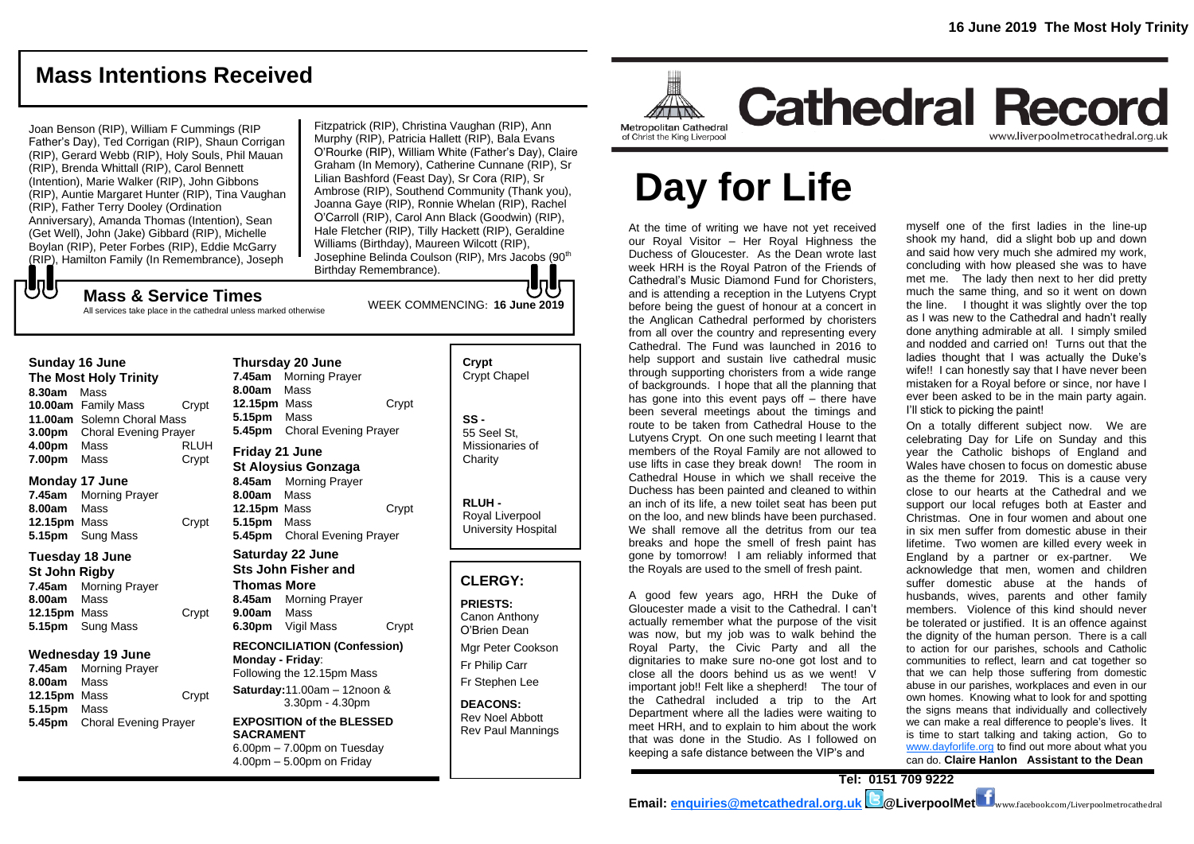## Mass Intentions Received

Joan Benson (RIP), William F Cummings (RIP Father's Day), Ted Corrigan (RIP), Shaun Corrigan (RIP), Gerard Webb (RIP), Holy Souls, Phil Mauan (RIP), Brenda Whittall (RIP), Carol Bennett (Intention), Marie Walker (RIP), John Gibbons (RIP), Auntie Margaret Hunter (RIP), Tina Vaughan (RIP), Father Terry Dooley (Ordination Anniversary), Amanda Thomas (Intention), Sean (Get Well), John (Jake) Gibbard (RIP), Michelle Boylan (RIP), Peter Forbes (RIP), Eddie McGarry (RIP), Hamilton Family (In Remembrance), Joseph Fitzpatrick (RIP), Christina Vaughan (RIP), Ann Murphy (RIP), Patricia Hallett (RIP), Bala Evans O'Rourke (RIP), William White (Father's Day), Claire Graham (In Memory), Catherine Cunnane (RIP), Sr Lilian Bashford (Feast Day), Sr Cora (RIP), Sr Ambrose (RIP), Southend Community (Thank you), Joanna Gaye (RIP), Ronnie Whelan (RIP), Rachel O'Carroll (RIP), Carol Ann Black (Goodwin) (RIP), Hale Fletcher (RIP), Tilly Hackett (RIP), Geraldine Williams (Birthday), Maureen Wilcott (RIP), Josephine Belinda Coulson (RIP), Mrs Jacobs (90th Birthday Remembrance).

### Mass & Service Times

All services take place in the cathedral unless marked otherwise

WEEK COMMENCING: **16 June 2019**

**Sunday 16 June**
**The Most Holy Trinity**
**8.30am** Mass
**10.00am** Family Mass Crypt
**11.00am** Solemn Choral Mass
**3.00pm** Choral Evening Prayer
**4.00pm** Mass RLUH
**7.00pm** Mass Crypt

**Monday 17 June**
**7.45am** Morning Prayer
**8.00am** Mass
**12.15pm** Mass Crypt
**5.15pm** Sung Mass

**Tuesday 18 June**
**St John Rigby**
**7.45am** Morning Prayer
**8.00am** Mass
**12.15pm** Mass Crypt
**5.15pm** Sung Mass

**Wednesday 19 June**
**7.45am** Morning Prayer
**8.00am** Mass
**12.15pm** Mass Crypt
**5.15pm** Mass
**5.45pm** Choral Evening Prayer

**Thursday 20 June**
**7.45am** Morning Prayer
**8.00am** Mass
**12.15pm** Mass Crypt
**5.15pm** Mass
**5.45pm** Choral Evening Prayer

**Friday 21 June**
**St Aloysius Gonzaga**
**8.45am** Morning Prayer
**8.00am** Mass
**12.15pm** Mass Crypt
**5.15pm** Mass
**5.45pm** Choral Evening Prayer

**Saturday 22 June**
**Sts John Fisher and Thomas More**
**8.45am** Morning Prayer
**9.00am** Mass
**6.30pm** Vigil Mass Crypt

**RECONCILIATION (Confession)**
**Monday - Friday**: Following the 12.15pm Mass
**Saturday:** 11.00am – 12noon & 3.30pm - 4.30pm

**EXPOSITION of the BLESSED SACRAMENT**
6.00pm – 7.00pm on Tuesday
4.00pm – 5.00pm on Friday

**Crypt** Crypt Chapel

**SS -** 55 Seel St, Missionaries of Charity

**RLUH -** Royal Liverpool University Hospital

### CLERGY:

**PRIESTS:**
Canon Anthony O'Brien Dean
Mgr Peter Cookson
Fr Philip Carr
Fr Stephen Lee

**DEACONS:**
Rev Noel Abbott
Rev Paul Mannings

16 June 2019 The Most Holy Trinity

Metropolitan Cathedral of Christ the King Liverpool

# Cathedral Record

www.liverpoolmetrocathedral.org.uk

# Day for Life

At the time of writing we have not yet received our Royal Visitor – Her Royal Highness the Duchess of Gloucester. As the Dean wrote last week HRH is the Royal Patron of the Friends of Cathedral's Music Diamond Fund for Choristers, and is attending a reception in the Lutyens Crypt before being the guest of honour at a concert in the Anglican Cathedral performed by choristers from all over the country and representing every Cathedral. The Fund was launched in 2016 to help support and sustain live cathedral music through supporting choristers from a wide range of backgrounds. I hope that all the planning that has gone into this event pays off – there have been several meetings about the timings and route to be taken from Cathedral House to the Lutyens Crypt. On one such meeting I learnt that members of the Royal Family are not allowed to use lifts in case they break down! The room in Cathedral House in which we shall receive the Duchess has been painted and cleaned to within an inch of its life, a new toilet seat has been put on the loo, and new blinds have been purchased. We shall remove all the detritus from our tea breaks and hope the smell of fresh paint has gone by tomorrow! I am reliably informed that the Royals are used to the smell of fresh paint.

A good few years ago, HRH the Duke of Gloucester made a visit to the Cathedral. I can't actually remember what the purpose of the visit was now, but my job was to walk behind the Royal Party, the Civic Party and all the dignitaries to make sure no-one got lost and to close all the doors behind us as we went! V important job!! Felt like a shepherd! The tour of the Cathedral included a trip to the Art Department where all the ladies were waiting to meet HRH, and to explain to him about the work that was done in the Studio. As I followed on keeping a safe distance between the VIP's and myself one of the first ladies in the line-up shook my hand, did a slight bob up and down and said how very much she admired my work, concluding with how pleased she was to have met me. The lady then next to her did pretty much the same thing, and so it went on down the line. I thought it was slightly over the top as I was new to the Cathedral and hadn't really done anything admirable at all. I simply smiled and nodded and carried on! Turns out that the ladies thought that I was actually the Duke's wife!! I can honestly say that I have never been mistaken for a Royal before or since, nor have I ever been asked to be in the main party again. I'll stick to picking the paint!

On a totally different subject now. We are celebrating Day for Life on Sunday and this year the Catholic bishops of England and Wales have chosen to focus on domestic abuse as the theme for 2019. This is a cause very close to our hearts at the Cathedral and we support our local refuges both at Easter and Christmas. One in four women and about one in six men suffer from domestic abuse in their lifetime. Two women are killed every week in England by a partner or ex-partner. We acknowledge that men, women and children suffer domestic abuse at the hands of husbands, wives, parents and other family members. Violence of this kind should never be tolerated or justified. It is an offence against the dignity of the human person. There is a call to action for our parishes, schools and Catholic communities to reflect, learn and cat together so that we can help those suffering from domestic abuse in our parishes, workplaces and even in our own homes. Knowing what to look for and spotting the signs means that individually and collectively we can make a real difference to people's lives. It is time to start talking and taking action, Go to www.dayforlife.org to find out more about what you can do. **Claire Hanlon Assistant to the Dean**

**Tel: 0151 709 9222**

**Email: enquiries@metcathedral.org.uk @LiverpoolMet** www.facebook.com/Liverpoolmetrocathedral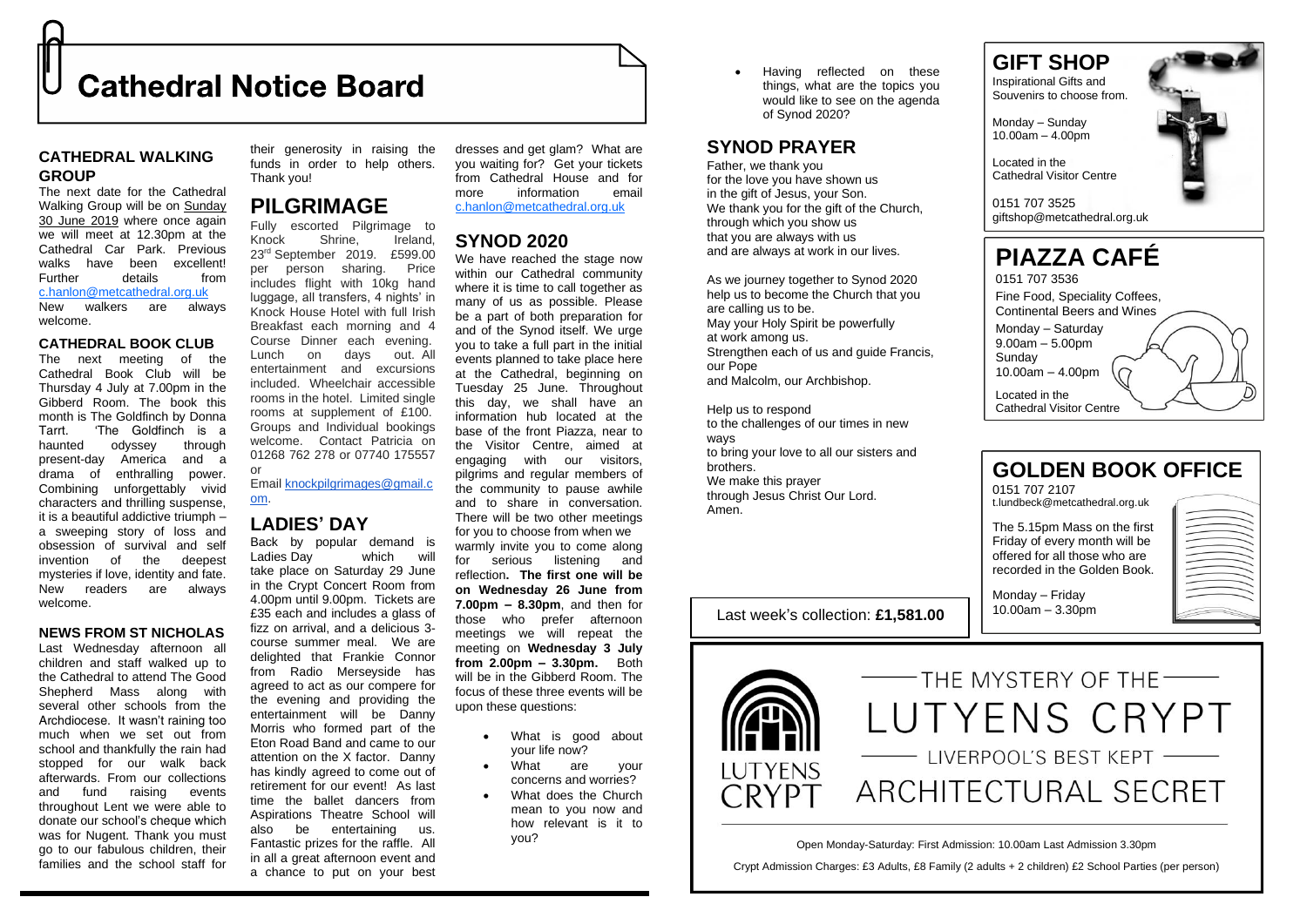# Cathedral Notice Board

## CATHEDRAL WALKING GROUP

The next date for the Cathedral Walking Group will be on Sunday 30 June 2019 where once again we will meet at 12.30pm at the Cathedral Car Park. Previous walks have been excellent! Further details from c.hanlon@metcathedral.org.uk

New walkers are always welcome.

### CATHEDRAL BOOK CLUB

The next meeting of the Cathedral Book Club will be Thursday 4 July at 7.00pm in the Gibberd Room. The book this month is The Goldfinch by Donna Tarrt. 'The Goldfinch is a haunted odyssey through present-day America and a drama of enthralling power. Combining unforgettably vivid characters and thrilling suspense, it is a beautiful addictive triumph – a sweeping story of loss and obsession of survival and self invention of the deepest mysteries if love, identity and fate. New readers are always welcome.

### NEWS FROM ST NICHOLAS

Last Wednesday afternoon all children and staff walked up to the Cathedral to attend The Good Shepherd Mass along with several other schools from the Archdiocese. It wasn't raining too much when we set out from school and thankfully the rain had stopped for our walk back afterwards. From our collections and fund raising events throughout Lent we were able to donate our school's cheque which was for Nugent. Thank you must go to our fabulous children, their families and the school staff for their generosity in raising the funds in order to help others. Thank you!

## PILGRIMAGE

Fully escorted Pilgrimage to Knock Shrine, Ireland, 23rd September 2019. £599.00 per person sharing. Price includes flight with 10kg hand luggage, all transfers, 4 nights' in Knock House Hotel with full Irish Breakfast each morning and 4 Course Dinner each evening. Lunch on days out. All entertainment and excursions included. Wheelchair accessible rooms in the hotel. Limited single rooms at supplement of £100. Groups and Individual bookings welcome. Contact Patricia on 01268 762 278 or 07740 175557 or

Email knockpilgrimages@gmail.com.

## LADIES' DAY

Back by popular demand is Ladies Day which will take place on Saturday 29 June in the Crypt Concert Room from 4.00pm until 9.00pm. Tickets are £35 each and includes a glass of fizz on arrival, and a delicious 3-course summer meal. We are delighted that Frankie Connor from Radio Merseyside has agreed to act as our compere for the evening and providing the entertainment will be Danny Morris who formed part of the Eton Road Band and came to our attention on the X factor. Danny has kindly agreed to come out of retirement for our event! As last time the ballet dancers from Aspirations Theatre School will also be entertaining us. Fantastic prizes for the raffle. All in all a great afternoon event and a chance to put on your best dresses and get glam? What are you waiting for? Get your tickets from Cathedral House and for more information email c.hanlon@metcathedral.org.uk

## SYNOD 2020

We have reached the stage now within our Cathedral community where it is time to call together as many of us as possible. Please be a part of both preparation for and of the Synod itself. We urge you to take a full part in the initial events planned to take place here at the Cathedral, beginning on Tuesday 25 June. Throughout this day, we shall have an information hub located at the base of the front Piazza, near to the Visitor Centre, aimed at engaging with our visitors, pilgrims and regular members of the community to pause awhile and to share in conversation. There will be two other meetings for you to choose from when we warmly invite you to come along for serious listening and reflection. **The first one will be on Wednesday 26 June from 7.00pm – 8.30pm**, and then for those who prefer afternoon meetings we will repeat the meeting on **Wednesday 3 July from 2.00pm – 3.30pm.** Both will be in the Gibberd Room. The focus of these three events will be upon these questions:

- What is good about your life now?
- What are your concerns and worries?
- What does the Church mean to you now and how relevant is it to you?
- Having reflected on these things, what are the topics you would like to see on the agenda of Synod 2020?

## SYNOD PRAYER

Father, we thank you
for the love you have shown us
in the gift of Jesus, your Son.
We thank you for the gift of the Church,
through which you show us
that you are always with us
and are always at work in our lives.

As we journey together to Synod 2020
help us to become the Church that you are calling us to be.
May your Holy Spirit be powerfully at work among us.
Strengthen each of us and guide Francis, our Pope
and Malcolm, our Archbishop.

Help us to respond
to the challenges of our times in new ways
to bring your love to all our sisters and brothers.
We make this prayer
through Jesus Christ Our Lord.
Amen.

Last week's collection: **£1,581.00**

## GIFT SHOP

Inspirational Gifts and Souvenirs to choose from.

Monday – Sunday
10.00am – 4.00pm

Located in the Cathedral Visitor Centre

0151 707 3525
giftshop@metcathedral.org.uk

## PIAZZA CAFÉ

0151 707 3536

Fine Food, Speciality Coffees, Continental Beers and Wines

Monday – Saturday
9.00am – 5.00pm
Sunday
10.00am – 4.00pm

Located in the Cathedral Visitor Centre

## GOLDEN BOOK OFFICE

0151 707 2107
t.lundbeck@metcathedral.org.uk

The 5.15pm Mass on the first Friday of every month will be offered for all those who are recorded in the Golden Book.

Monday – Friday
10.00am – 3.30pm

LUTYENS CRYPT

THE MYSTERY OF THE LUTYENS CRYPT

LIVERPOOL'S BEST KEPT ARCHITECTURAL SECRET

Open Monday-Saturday: First Admission: 10.00am Last Admission 3.30pm

Crypt Admission Charges: £3 Adults, £8 Family (2 adults + 2 children) £2 School Parties (per person)